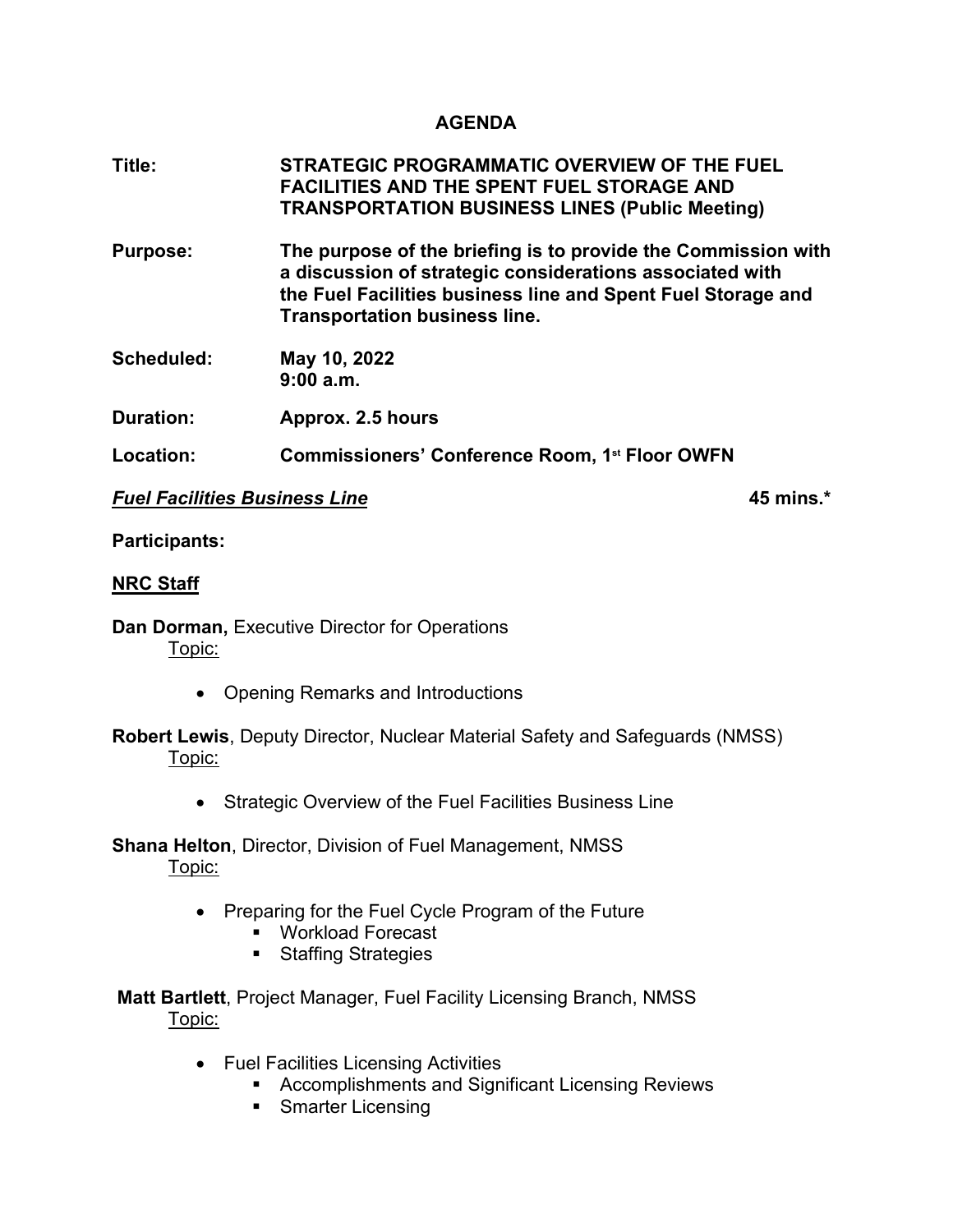# AGENDA

**Title:** **STRATEGIC PROGRAMMATIC OVERVIEW OF THE FUEL FACILITIES AND THE SPENT FUEL STORAGE AND TRANSPORTATION BUSINESS LINES (Public Meeting)**

**Purpose:** **The purpose of the briefing is to provide the Commission with a discussion of strategic considerations associated with the Fuel Facilities business line and Spent Fuel Storage and Transportation business line.**

**Scheduled:** **May 10, 2022**
**9:00 a.m.**

**Duration:** **Approx. 2.5 hours**

**Location:** **Commissioners' Conference Room, 1st Floor OWFN**

***Fuel Facilities Business Line*** **45 mins.***

**Participants:**

**NRC Staff**

**Dan Dorman,** Executive Director for Operations
Topic:

- Opening Remarks and Introductions

**Robert Lewis**, Deputy Director, Nuclear Material Safety and Safeguards (NMSS)
Topic:

- Strategic Overview of the Fuel Facilities Business Line

**Shana Helton**, Director, Division of Fuel Management, NMSS
Topic:

- Preparing for the Fuel Cycle Program of the Future
  - Workload Forecast
  - Staffing Strategies

**Matt Bartlett**, Project Manager, Fuel Facility Licensing Branch, NMSS
Topic:

- Fuel Facilities Licensing Activities
  - Accomplishments and Significant Licensing Reviews
  - Smarter Licensing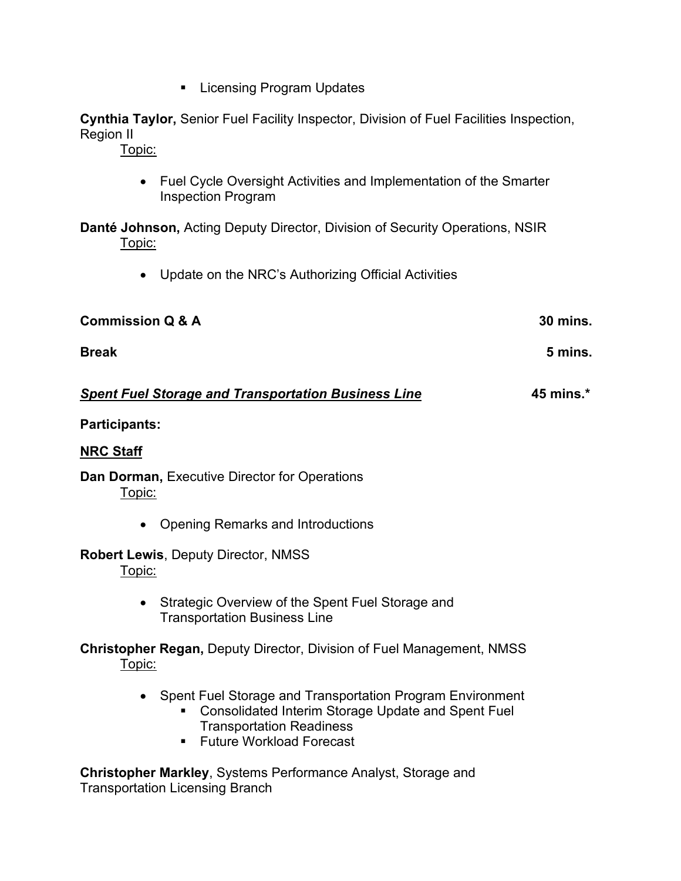- Licensing Program Updates

**Cynthia Taylor,** Senior Fuel Facility Inspector, Division of Fuel Facilities Inspection, Region II

Topic:

- Fuel Cycle Oversight Activities and Implementation of the Smarter Inspection Program

**Danté Johnson,** Acting Deputy Director, Division of Security Operations, NSIR

Topic:

- Update on the NRC's Authorizing Official Activities

**Commission Q & A** **30 mins.**

**Break** **5 mins.**

***Spent Fuel Storage and Transportation Business Line*** **45 mins.***

**Participants:**

**NRC Staff**

**Dan Dorman,** Executive Director for Operations

Topic:

- Opening Remarks and Introductions

**Robert Lewis**, Deputy Director, NMSS

Topic:

- Strategic Overview of the Spent Fuel Storage and Transportation Business Line

**Christopher Regan,** Deputy Director, Division of Fuel Management, NMSS

Topic:

- Spent Fuel Storage and Transportation Program Environment
  - Consolidated Interim Storage Update and Spent Fuel Transportation Readiness
  - Future Workload Forecast

**Christopher Markley**, Systems Performance Analyst, Storage and Transportation Licensing Branch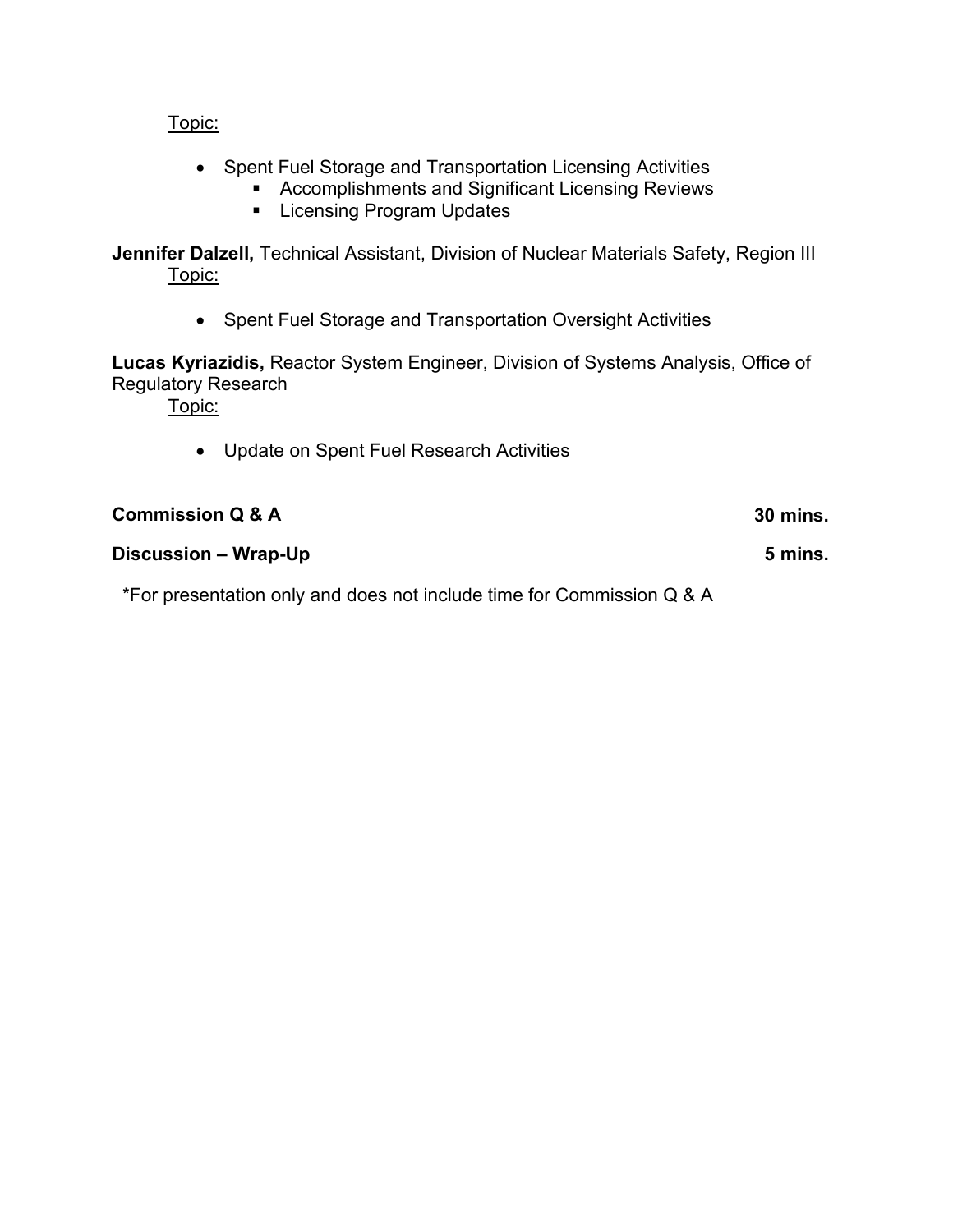Topic:

- Spent Fuel Storage and Transportation Licensing Activities
    - Accomplishments and Significant Licensing Reviews
    - Licensing Program Updates

**Jennifer Dalzell,** Technical Assistant, Division of Nuclear Materials Safety, Region III
Topic:

- Spent Fuel Storage and Transportation Oversight Activities

**Lucas Kyriazidis,** Reactor System Engineer, Division of Systems Analysis, Office of Regulatory Research
Topic:

- Update on Spent Fuel Research Activities

**Commission Q & A** **30 mins.**

**Discussion – Wrap-Up** **5 mins.**

*For presentation only and does not include time for Commission Q & A